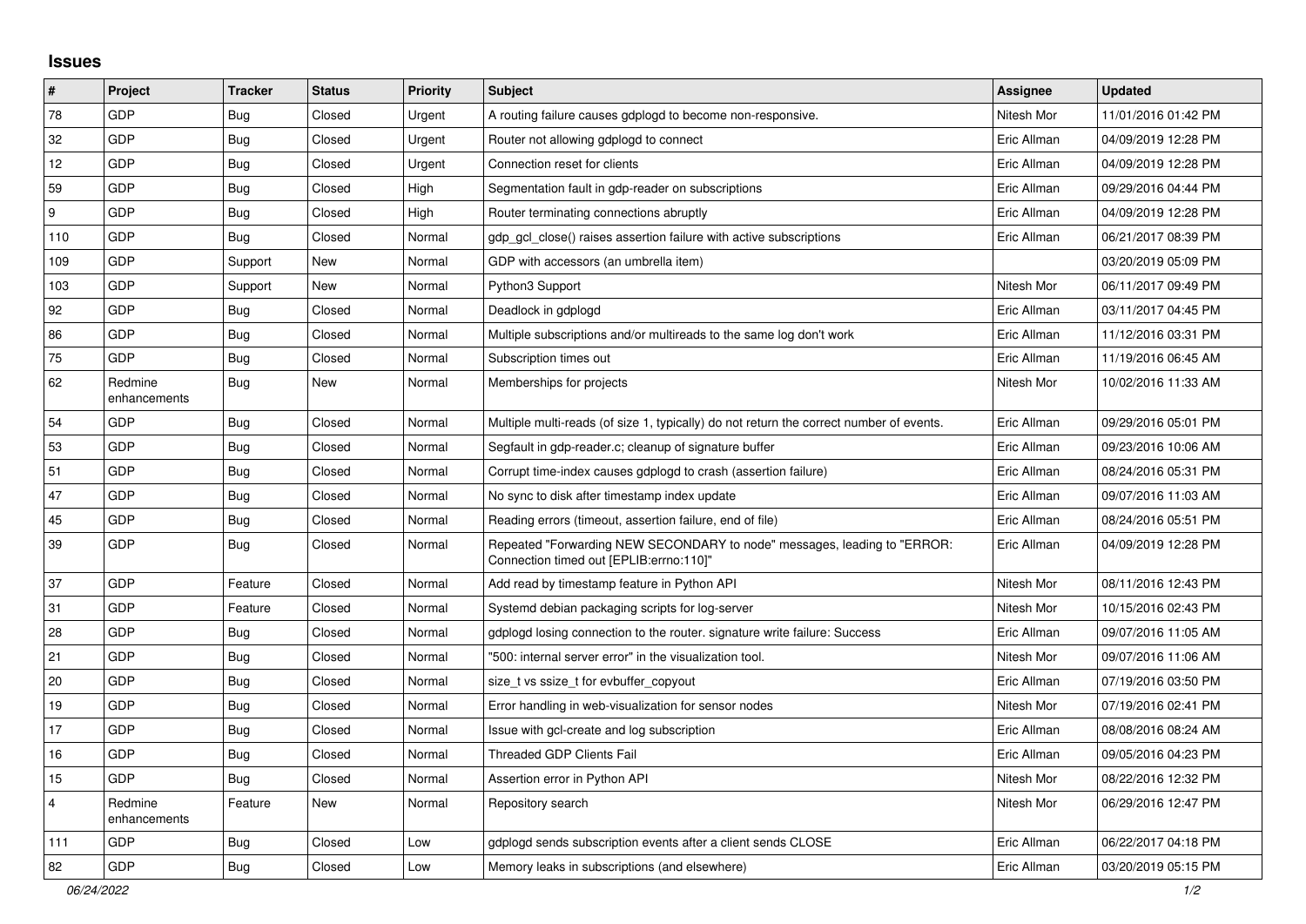## Issues

| # | Project | Tracker | Status | Priority | Subject | Assignee | Updated |
|---|---|---|---|---|---|---|---|
| 78 | GDP | Bug | Closed | Urgent | A routing failure causes gdplogd to become non-responsive. | Nitesh Mor | 11/01/2016 01:42 PM |
| 32 | GDP | Bug | Closed | Urgent | Router not allowing gdplogd to connect | Eric Allman | 04/09/2019 12:28 PM |
| 12 | GDP | Bug | Closed | Urgent | Connection reset for clients | Eric Allman | 04/09/2019 12:28 PM |
| 59 | GDP | Bug | Closed | High | Segmentation fault in gdp-reader on subscriptions | Eric Allman | 09/29/2016 04:44 PM |
| 9 | GDP | Bug | Closed | High | Router terminating connections abruptly | Eric Allman | 04/09/2019 12:28 PM |
| 110 | GDP | Bug | Closed | Normal | gdp_gcl_close() raises assertion failure with active subscriptions | Eric Allman | 06/21/2017 08:39 PM |
| 109 | GDP | Support | New | Normal | GDP with accessors (an umbrella item) | | 03/20/2019 05:09 PM |
| 103 | GDP | Support | New | Normal | Python3 Support | Nitesh Mor | 06/11/2017 09:49 PM |
| 92 | GDP | Bug | Closed | Normal | Deadlock in gdplogd | Eric Allman | 03/11/2017 04:45 PM |
| 86 | GDP | Bug | Closed | Normal | Multiple subscriptions and/or multireads to the same log don't work | Eric Allman | 11/12/2016 03:31 PM |
| 75 | GDP | Bug | Closed | Normal | Subscription times out | Eric Allman | 11/19/2016 06:45 AM |
| 62 | Redmine enhancements | Bug | New | Normal | Memberships for projects | Nitesh Mor | 10/02/2016 11:33 AM |
| 54 | GDP | Bug | Closed | Normal | Multiple multi-reads (of size 1, typically) do not return the correct number of events. | Eric Allman | 09/29/2016 05:01 PM |
| 53 | GDP | Bug | Closed | Normal | Segfault in gdp-reader.c; cleanup of signature buffer | Eric Allman | 09/23/2016 10:06 AM |
| 51 | GDP | Bug | Closed | Normal | Corrupt time-index causes gdplogd to crash (assertion failure) | Eric Allman | 08/24/2016 05:31 PM |
| 47 | GDP | Bug | Closed | Normal | No sync to disk after timestamp index update | Eric Allman | 09/07/2016 11:03 AM |
| 45 | GDP | Bug | Closed | Normal | Reading errors (timeout, assertion failure, end of file) | Eric Allman | 08/24/2016 05:51 PM |
| 39 | GDP | Bug | Closed | Normal | Repeated "Forwarding NEW SECONDARY to node" messages, leading to "ERROR: Connection timed out [EPLIB:errno:110]" | Eric Allman | 04/09/2019 12:28 PM |
| 37 | GDP | Feature | Closed | Normal | Add read by timestamp feature in Python API | Nitesh Mor | 08/11/2016 12:43 PM |
| 31 | GDP | Feature | Closed | Normal | Systemd debian packaging scripts for log-server | Nitesh Mor | 10/15/2016 02:43 PM |
| 28 | GDP | Bug | Closed | Normal | gdplogd losing connection to the router. signature write failure: Success | Eric Allman | 09/07/2016 11:05 AM |
| 21 | GDP | Bug | Closed | Normal | "500: internal server error" in the visualization tool. | Nitesh Mor | 09/07/2016 11:06 AM |
| 20 | GDP | Bug | Closed | Normal | size_t vs ssize_t for evbuffer_copyout | Eric Allman | 07/19/2016 03:50 PM |
| 19 | GDP | Bug | Closed | Normal | Error handling in web-visualization for sensor nodes | Nitesh Mor | 07/19/2016 02:41 PM |
| 17 | GDP | Bug | Closed | Normal | Issue with gcl-create and log subscription | Eric Allman | 08/08/2016 08:24 AM |
| 16 | GDP | Bug | Closed | Normal | Threaded GDP Clients Fail | Eric Allman | 09/05/2016 04:23 PM |
| 15 | GDP | Bug | Closed | Normal | Assertion error in Python API | Nitesh Mor | 08/22/2016 12:32 PM |
| 4 | Redmine enhancements | Feature | New | Normal | Repository search | Nitesh Mor | 06/29/2016 12:47 PM |
| 111 | GDP | Bug | Closed | Low | gdplogd sends subscription events after a client sends CLOSE | Eric Allman | 06/22/2017 04:18 PM |
| 82 | GDP | Bug | Closed | Low | Memory leaks in subscriptions (and elsewhere) | Eric Allman | 03/20/2019 05:15 PM |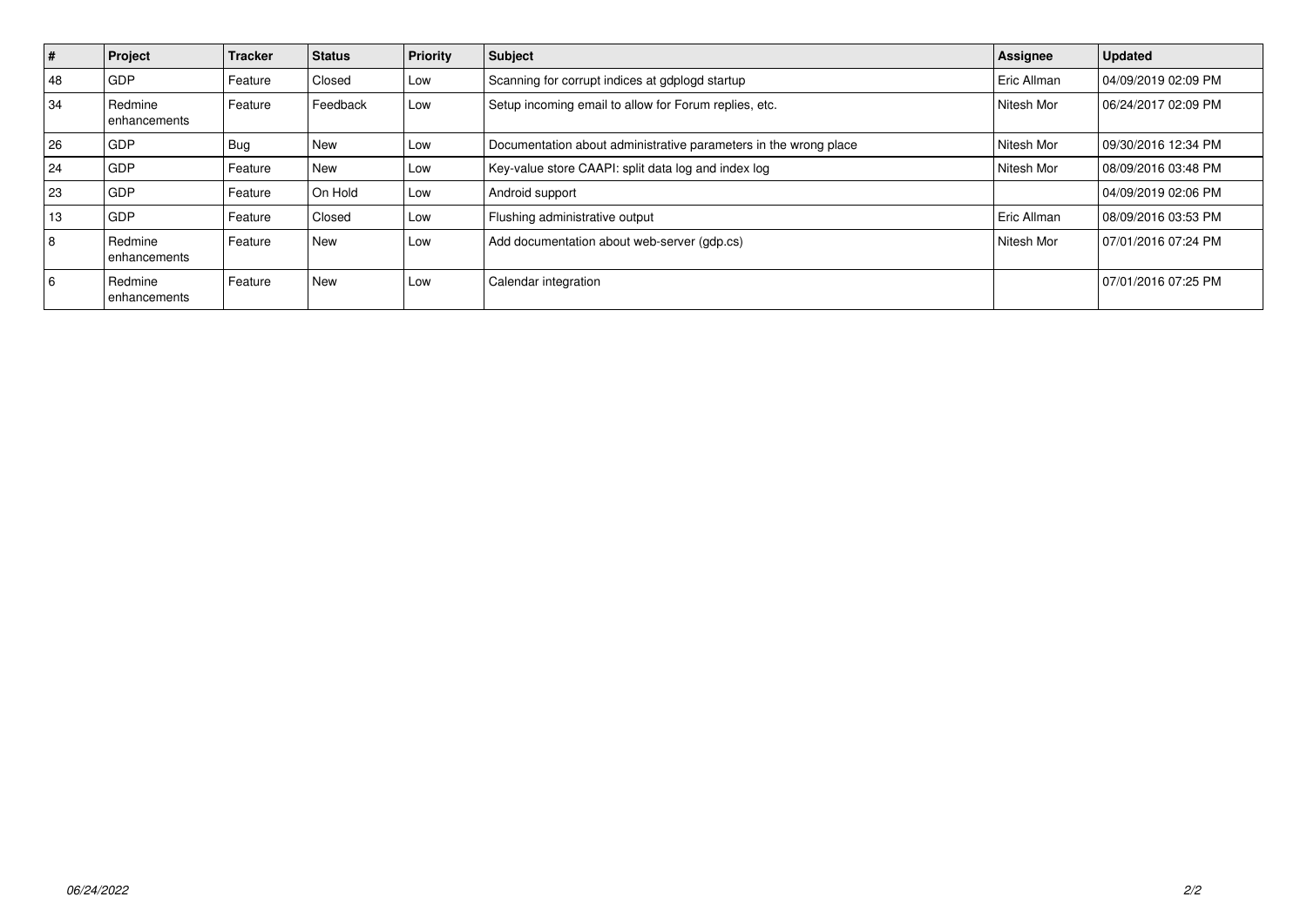| # | Project | Tracker | Status | Priority | Subject | Assignee | Updated |
|---|---|---|---|---|---|---|---|
| 48 | GDP | Feature | Closed | Low | Scanning for corrupt indices at gdplogd startup | Eric Allman | 04/09/2019 02:09 PM |
| 34 | Redmine enhancements | Feature | Feedback | Low | Setup incoming email to allow for Forum replies, etc. | Nitesh Mor | 06/24/2017 02:09 PM |
| 26 | GDP | Bug | New | Low | Documentation about administrative parameters in the wrong place | Nitesh Mor | 09/30/2016 12:34 PM |
| 24 | GDP | Feature | New | Low | Key-value store CAAPI: split data log and index log | Nitesh Mor | 08/09/2016 03:48 PM |
| 23 | GDP | Feature | On Hold | Low | Android support | | 04/09/2019 02:06 PM |
| 13 | GDP | Feature | Closed | Low | Flushing administrative output | Eric Allman | 08/09/2016 03:53 PM |
| 8 | Redmine enhancements | Feature | New | Low | Add documentation about web-server (gdp.cs) | Nitesh Mor | 07/01/2016 07:24 PM |
| 6 | Redmine enhancements | Feature | New | Low | Calendar integration | | 07/01/2016 07:25 PM |